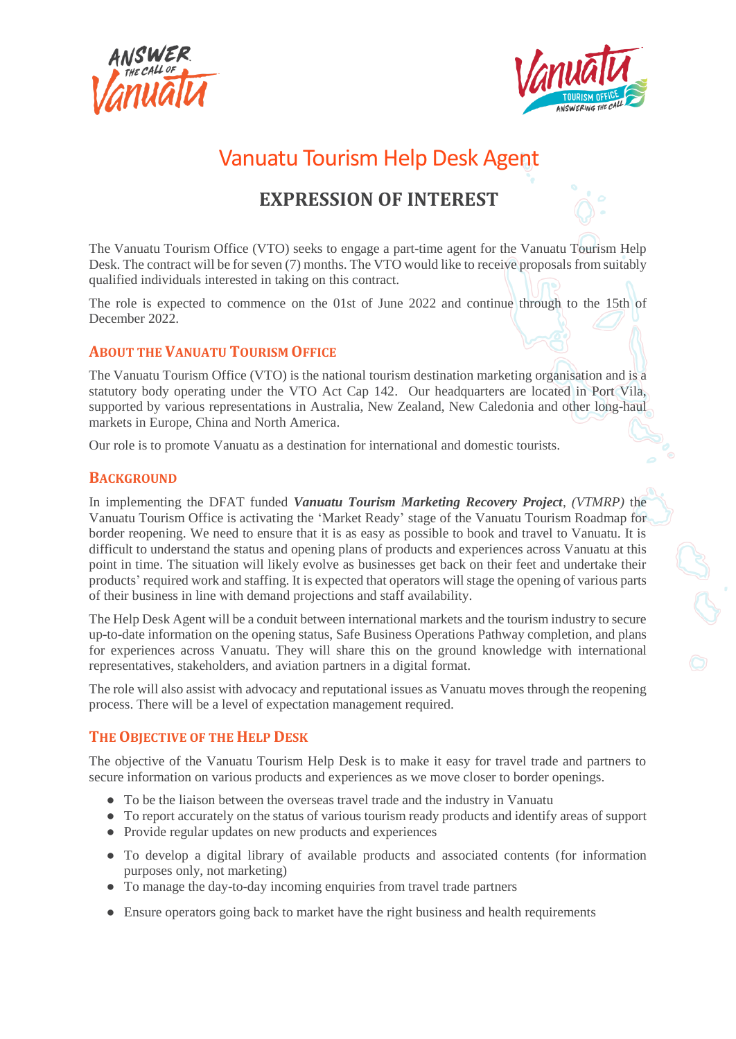# Vanuatu Tourism Help Desk Agent

## EXPRESSION OF INTEREST

The Vanuatu Tourism Office (VTO) seeks to engage a part-time agent for the Vanuatu Tourism Help Desk. The contract will be for seven (7) months. The VTO would like to receive proposals from suitably qualified individuals interested in taking on this contract.

The role is expected to commence on the 01st of June 2022 and continue through to the 15th of December 2022.

### ABOUT THE VANUATU TOURISM OFFICE

The Vanuatu Tourism Office (VTO) is the national tourism destination marketing organisation and is a statutory body operating under the VTO Act Cap 142. Our headquarters are located in Port Vila, supported by various representations in Australia, New Zealand, New Caledonia and other long-haul markets in Europe, China and North America.

Our role is to promote Vanuatu as a destination for international and domestic tourists.

### BACKGROUND

In implementing the DFAT funded ***Vanuatu Tourism Marketing Recovery Project***, *(VTMRP)* the Vanuatu Tourism Office is activating the 'Market Ready' stage of the Vanuatu Tourism Roadmap for border reopening. We need to ensure that it is as easy as possible to book and travel to Vanuatu. It is difficult to understand the status and opening plans of products and experiences across Vanuatu at this point in time. The situation will likely evolve as businesses get back on their feet and undertake their products' required work and staffing. It is expected that operators will stage the opening of various parts of their business in line with demand projections and staff availability.

The Help Desk Agent will be a conduit between international markets and the tourism industry to secure up-to-date information on the opening status, Safe Business Operations Pathway completion, and plans for experiences across Vanuatu. They will share this on the ground knowledge with international representatives, stakeholders, and aviation partners in a digital format.

The role will also assist with advocacy and reputational issues as Vanuatu moves through the reopening process. There will be a level of expectation management required.

### THE OBJECTIVE OF THE HELP DESK

The objective of the Vanuatu Tourism Help Desk is to make it easy for travel trade and partners to secure information on various products and experiences as we move closer to border openings.

- To be the liaison between the overseas travel trade and the industry in Vanuatu
- To report accurately on the status of various tourism ready products and identify areas of support
- Provide regular updates on new products and experiences
- To develop a digital library of available products and associated contents (for information purposes only, not marketing)
- To manage the day-to-day incoming enquiries from travel trade partners
- Ensure operators going back to market have the right business and health requirements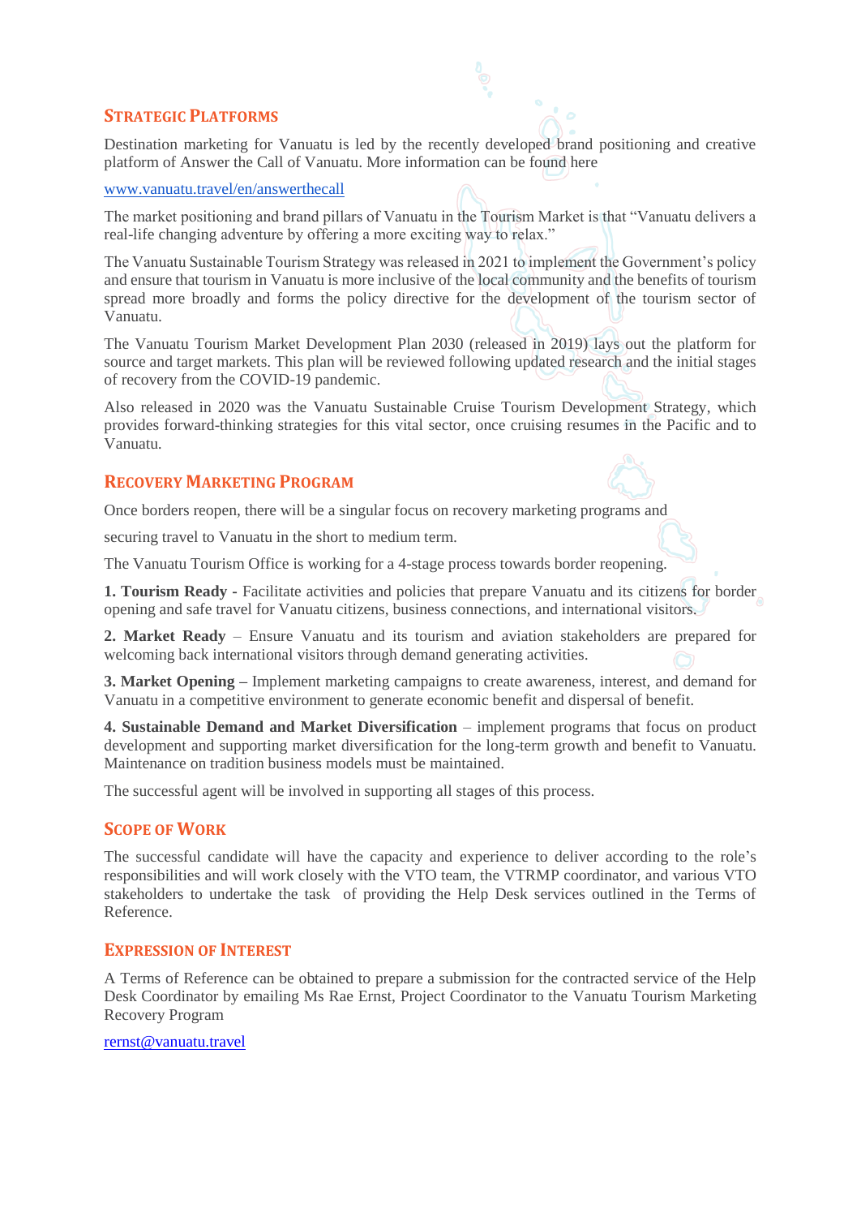## Strategic Platforms

Destination marketing for Vanuatu is led by the recently developed brand positioning and creative platform of Answer the Call of Vanuatu. More information can be found here

www.vanuatu.travel/en/answerthecall

The market positioning and brand pillars of Vanuatu in the Tourism Market is that "Vanuatu delivers a real-life changing adventure by offering a more exciting way to relax."

The Vanuatu Sustainable Tourism Strategy was released in 2021 to implement the Government's policy and ensure that tourism in Vanuatu is more inclusive of the local community and the benefits of tourism spread more broadly and forms the policy directive for the development of the tourism sector of Vanuatu.

The Vanuatu Tourism Market Development Plan 2030 (released in 2019) lays out the platform for source and target markets. This plan will be reviewed following updated research and the initial stages of recovery from the COVID-19 pandemic.

Also released in 2020 was the Vanuatu Sustainable Cruise Tourism Development Strategy, which provides forward-thinking strategies for this vital sector, once cruising resumes in the Pacific and to Vanuatu.

## Recovery Marketing Program

Once borders reopen, there will be a singular focus on recovery marketing programs and

securing travel to Vanuatu in the short to medium term.

The Vanuatu Tourism Office is working for a 4-stage process towards border reopening.

**1. Tourism Ready -** Facilitate activities and policies that prepare Vanuatu and its citizens for border opening and safe travel for Vanuatu citizens, business connections, and international visitors.

**2. Market Ready** – Ensure Vanuatu and its tourism and aviation stakeholders are prepared for welcoming back international visitors through demand generating activities.

**3. Market Opening –** Implement marketing campaigns to create awareness, interest, and demand for Vanuatu in a competitive environment to generate economic benefit and dispersal of benefit.

**4. Sustainable Demand and Market Diversification** – implement programs that focus on product development and supporting market diversification for the long-term growth and benefit to Vanuatu. Maintenance on tradition business models must be maintained.

The successful agent will be involved in supporting all stages of this process.

## Scope of Work

The successful candidate will have the capacity and experience to deliver according to the role's responsibilities and will work closely with the VTO team, the VTRMP coordinator, and various VTO stakeholders to undertake the task of providing the Help Desk services outlined in the Terms of Reference.

## Expression of Interest

A Terms of Reference can be obtained to prepare a submission for the contracted service of the Help Desk Coordinator by emailing Ms Rae Ernst, Project Coordinator to the Vanuatu Tourism Marketing Recovery Program

rernst@vanuatu.travel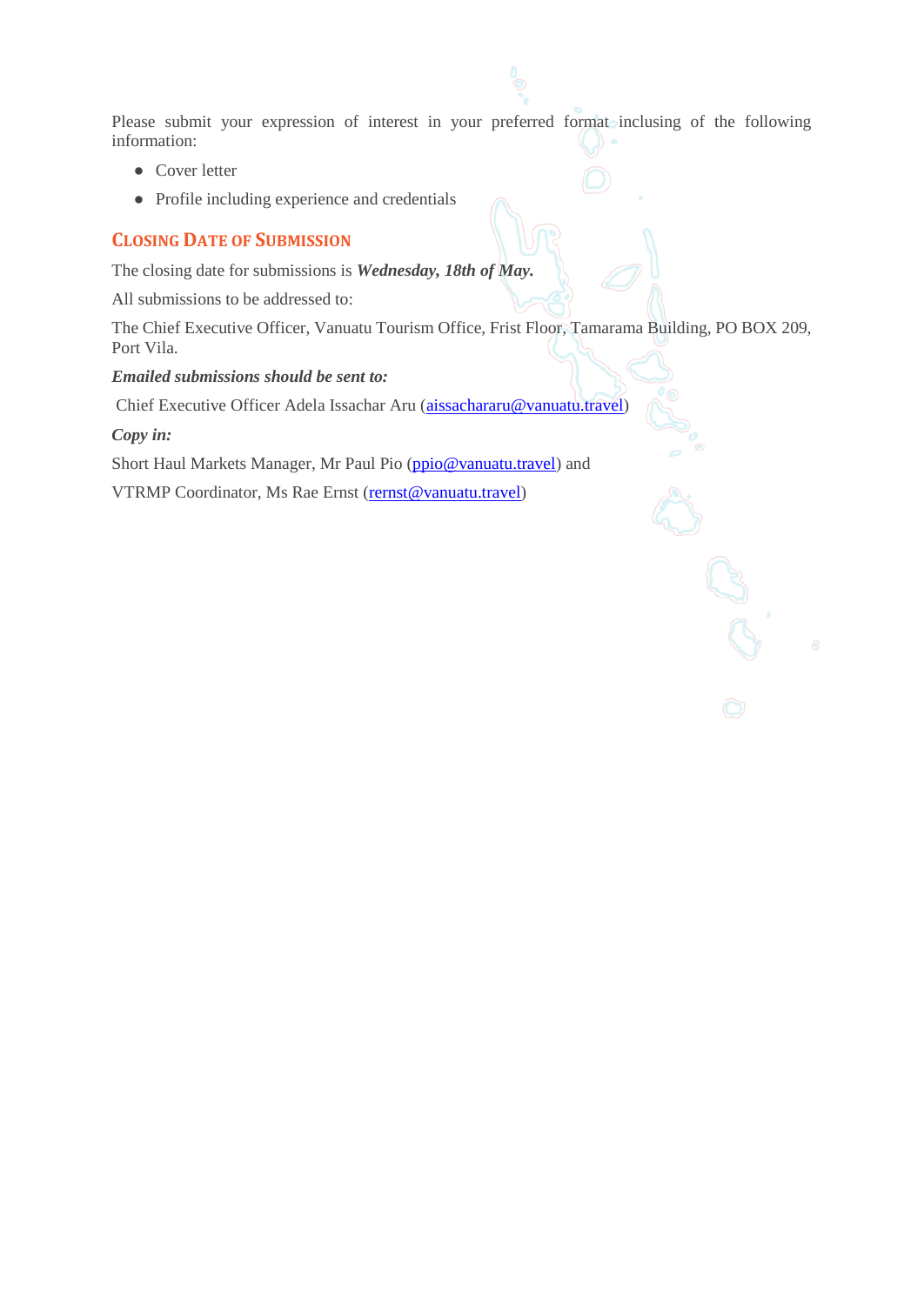Please submit your expression of interest in your preferred format inclusing of the following information:

- Cover letter
- Profile including experience and credentials

## Closing Date of Submission

The closing date for submissions is ***Wednesday, 18th of May.***

All submissions to be addressed to:

The Chief Executive Officer, Vanuatu Tourism Office, Frist Floor, Tamarama Building, PO BOX 209, Port Vila.

***Emailed submissions should be sent to:***

Chief Executive Officer Adela Issachar Aru (aissachararu@vanuatu.travel)

***Copy in:***

Short Haul Markets Manager, Mr Paul Pio (ppio@vanuatu.travel) and

VTRMP Coordinator, Ms Rae Ernst (rernst@vanuatu.travel)